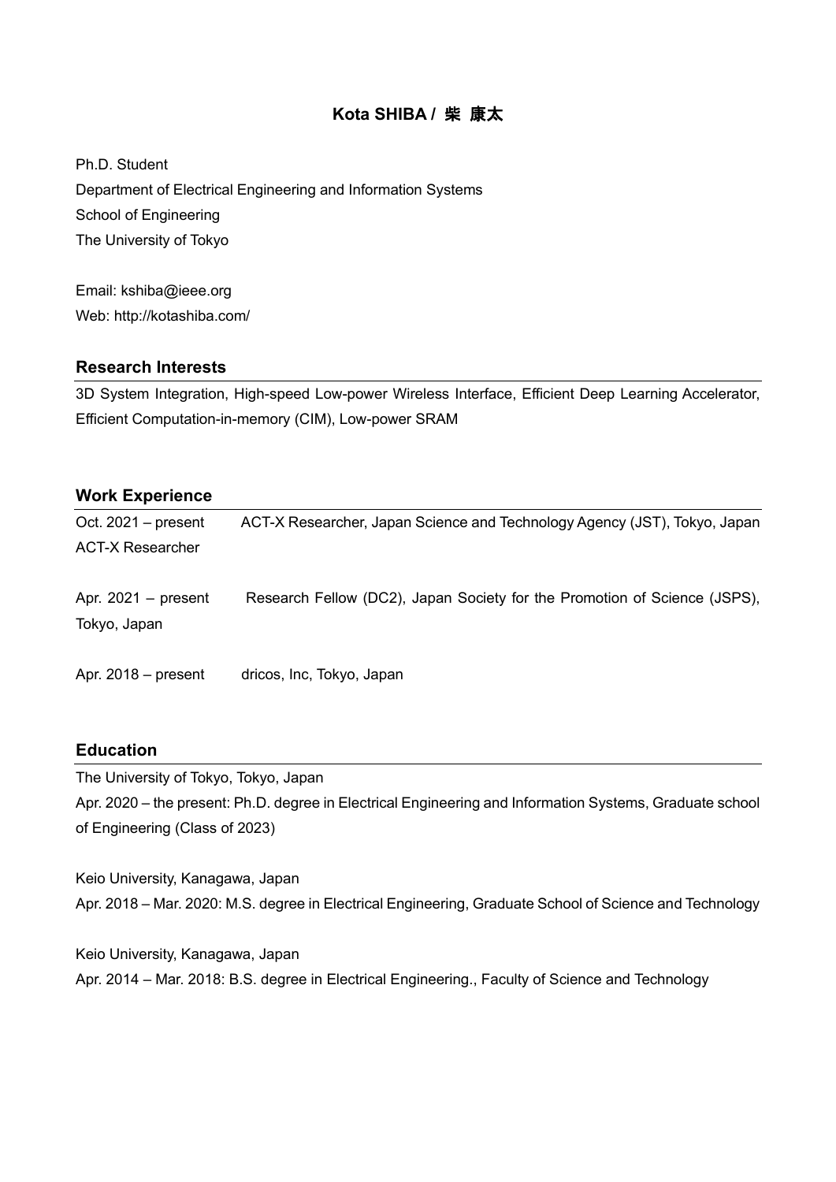# Kota SHIBA / 柴 康太

Ph.D. Student
Department of Electrical Engineering and Information Systems
School of Engineering
The University of Tokyo

Email: kshiba@ieee.org
Web: http://kotashiba.com/

## Research Interests

3D System Integration, High-speed Low-power Wireless Interface, Efficient Deep Learning Accelerator, Efficient Computation-in-memory (CIM), Low-power SRAM

## Work Experience

Oct. 2021 – present ACT-X Researcher, Japan Science and Technology Agency (JST), Tokyo, Japan
ACT-X Researcher

Apr. 2021 – present Research Fellow (DC2), Japan Society for the Promotion of Science (JSPS), Tokyo, Japan

Apr. 2018 – present dricos, Inc, Tokyo, Japan

## Education

The University of Tokyo, Tokyo, Japan
Apr. 2020 – the present: Ph.D. degree in Electrical Engineering and Information Systems, Graduate school of Engineering (Class of 2023)

Keio University, Kanagawa, Japan
Apr. 2018 – Mar. 2020: M.S. degree in Electrical Engineering, Graduate School of Science and Technology

Keio University, Kanagawa, Japan
Apr. 2014 – Mar. 2018: B.S. degree in Electrical Engineering., Faculty of Science and Technology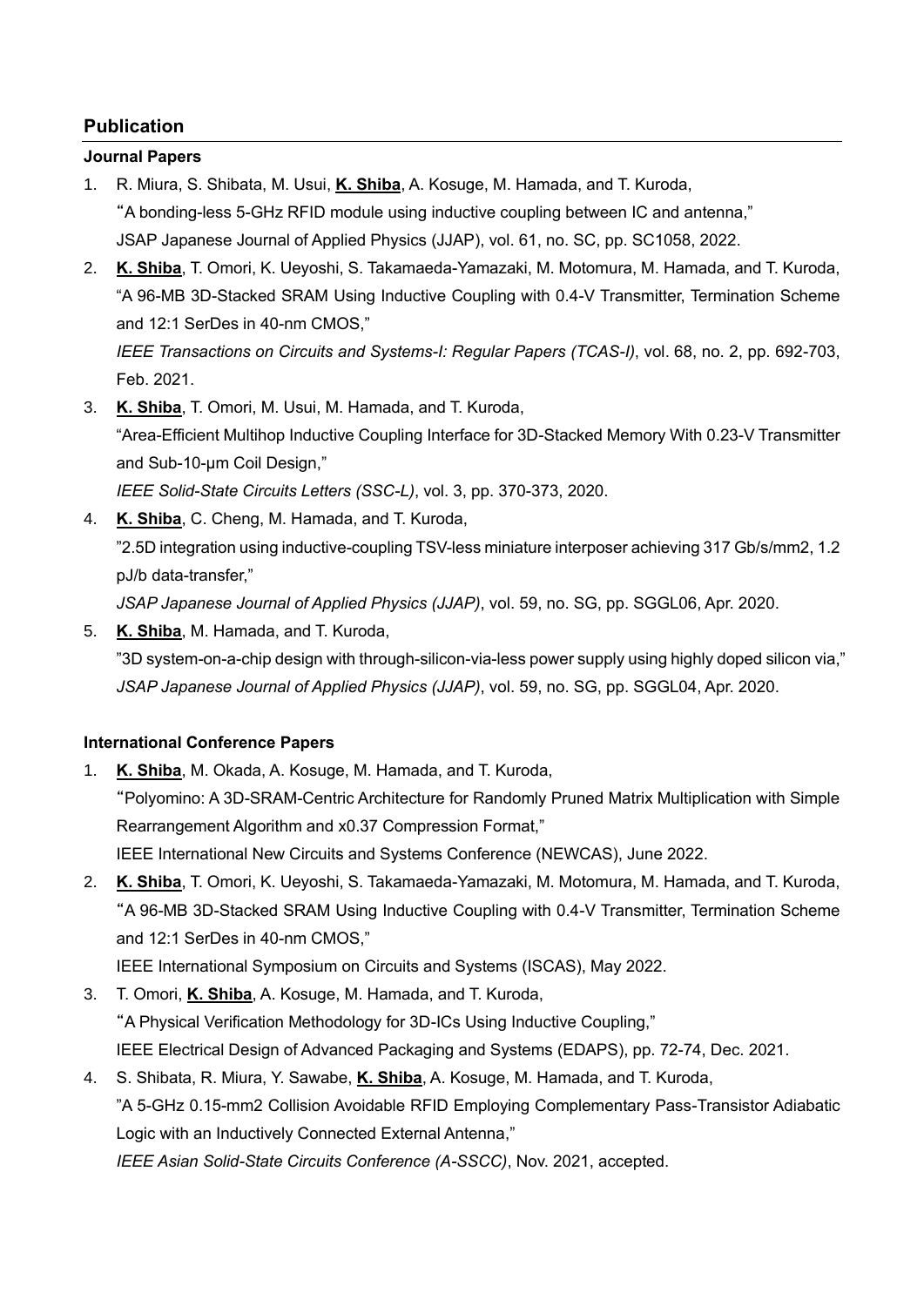## Publication

### Journal Papers

1. R. Miura, S. Shibata, M. Usui, **K. Shiba**, A. Kosuge, M. Hamada, and T. Kuroda,
   "A bonding-less 5-GHz RFID module using inductive coupling between IC and antenna,"
   JSAP Japanese Journal of Applied Physics (JJAP), vol. 61, no. SC, pp. SC1058, 2022.
2. **K. Shiba**, T. Omori, K. Ueyoshi, S. Takamaeda-Yamazaki, M. Motomura, M. Hamada, and T. Kuroda,
   "A 96-MB 3D-Stacked SRAM Using Inductive Coupling with 0.4-V Transmitter, Termination Scheme and 12:1 SerDes in 40-nm CMOS,"
   *IEEE Transactions on Circuits and Systems-I: Regular Papers (TCAS-I)*, vol. 68, no. 2, pp. 692-703, Feb. 2021.
3. **K. Shiba**, T. Omori, M. Usui, M. Hamada, and T. Kuroda,
   "Area-Efficient Multihop Inductive Coupling Interface for 3D-Stacked Memory With 0.23-V Transmitter and Sub-10-μm Coil Design,"
   *IEEE Solid-State Circuits Letters (SSC-L)*, vol. 3, pp. 370-373, 2020.
4. **K. Shiba**, C. Cheng, M. Hamada, and T. Kuroda,
   "2.5D integration using inductive-coupling TSV-less miniature interposer achieving 317 Gb/s/mm2, 1.2 pJ/b data-transfer,"
   *JSAP Japanese Journal of Applied Physics (JJAP)*, vol. 59, no. SG, pp. SGGL06, Apr. 2020.
5. **K. Shiba**, M. Hamada, and T. Kuroda,
   "3D system-on-a-chip design with through-silicon-via-less power supply using highly doped silicon via,"
   *JSAP Japanese Journal of Applied Physics (JJAP)*, vol. 59, no. SG, pp. SGGL04, Apr. 2020.

### International Conference Papers

1. **K. Shiba**, M. Okada, A. Kosuge, M. Hamada, and T. Kuroda,
   "Polyomino: A 3D-SRAM-Centric Architecture for Randomly Pruned Matrix Multiplication with Simple Rearrangement Algorithm and x0.37 Compression Format,"
   IEEE International New Circuits and Systems Conference (NEWCAS), June 2022.
2. **K. Shiba**, T. Omori, K. Ueyoshi, S. Takamaeda-Yamazaki, M. Motomura, M. Hamada, and T. Kuroda,
   "A 96-MB 3D-Stacked SRAM Using Inductive Coupling with 0.4-V Transmitter, Termination Scheme and 12:1 SerDes in 40-nm CMOS,"
   IEEE International Symposium on Circuits and Systems (ISCAS), May 2022.
3. T. Omori, **K. Shiba**, A. Kosuge, M. Hamada, and T. Kuroda,
   "A Physical Verification Methodology for 3D-ICs Using Inductive Coupling,"
   IEEE Electrical Design of Advanced Packaging and Systems (EDAPS), pp. 72-74, Dec. 2021.
4. S. Shibata, R. Miura, Y. Sawabe, **K. Shiba**, A. Kosuge, M. Hamada, and T. Kuroda,
   "A 5-GHz 0.15-mm2 Collision Avoidable RFID Employing Complementary Pass-Transistor Adiabatic Logic with an Inductively Connected External Antenna,"
   *IEEE Asian Solid-State Circuits Conference (A-SSCC)*, Nov. 2021, accepted.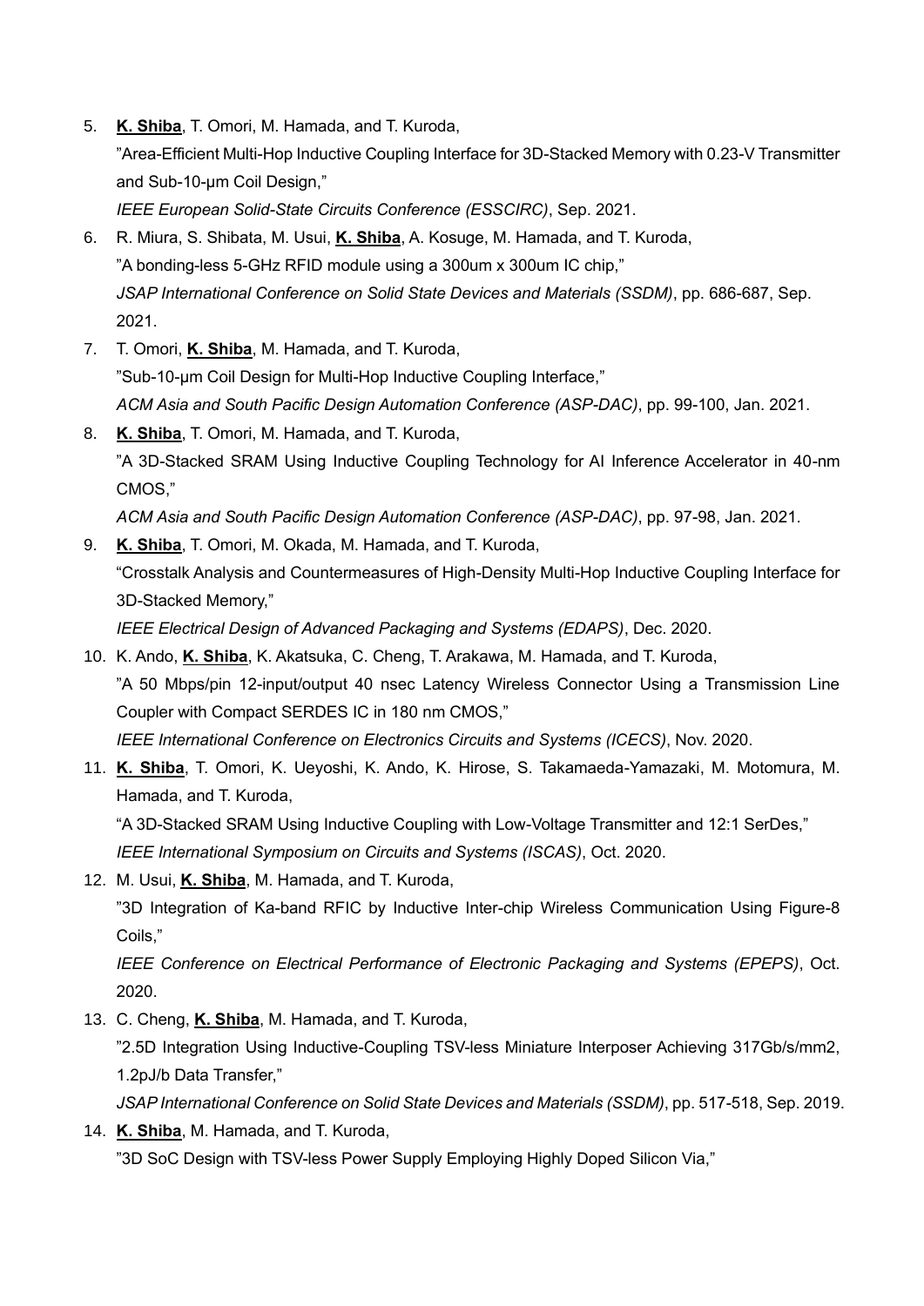5. **K. Shiba**, T. Omori, M. Hamada, and T. Kuroda,
   ”Area-Efficient Multi-Hop Inductive Coupling Interface for 3D-Stacked Memory with 0.23-V Transmitter and Sub-10-μm Coil Design,”
   *IEEE European Solid-State Circuits Conference (ESSCIRC)*, Sep. 2021.
6. R. Miura, S. Shibata, M. Usui, **K. Shiba**, A. Kosuge, M. Hamada, and T. Kuroda,
   ”A bonding-less 5-GHz RFID module using a 300um x 300um IC chip,”
   *JSAP International Conference on Solid State Devices and Materials (SSDM)*, pp. 686-687, Sep. 2021.
7. T. Omori, **K. Shiba**, M. Hamada, and T. Kuroda,
   ”Sub-10-μm Coil Design for Multi-Hop Inductive Coupling Interface,”
   *ACM Asia and South Pacific Design Automation Conference (ASP-DAC)*, pp. 99-100, Jan. 2021.
8. **K. Shiba**, T. Omori, M. Hamada, and T. Kuroda,
   ”A 3D-Stacked SRAM Using Inductive Coupling Technology for AI Inference Accelerator in 40-nm CMOS,”
   *ACM Asia and South Pacific Design Automation Conference (ASP-DAC)*, pp. 97-98, Jan. 2021.
9. **K. Shiba**, T. Omori, M. Okada, M. Hamada, and T. Kuroda,
   “Crosstalk Analysis and Countermeasures of High-Density Multi-Hop Inductive Coupling Interface for 3D-Stacked Memory,”
   *IEEE Electrical Design of Advanced Packaging and Systems (EDAPS)*, Dec. 2020.
10. K. Ando, **K. Shiba**, K. Akatsuka, C. Cheng, T. Arakawa, M. Hamada, and T. Kuroda,
    ”A 50 Mbps/pin 12-input/output 40 nsec Latency Wireless Connector Using a Transmission Line Coupler with Compact SERDES IC in 180 nm CMOS,”
    *IEEE International Conference on Electronics Circuits and Systems (ICECS)*, Nov. 2020.
11. **K. Shiba**, T. Omori, K. Ueyoshi, K. Ando, K. Hirose, S. Takamaeda-Yamazaki, M. Motomura, M. Hamada, and T. Kuroda,
    “A 3D-Stacked SRAM Using Inductive Coupling with Low-Voltage Transmitter and 12:1 SerDes,”
    *IEEE International Symposium on Circuits and Systems (ISCAS)*, Oct. 2020.
12. M. Usui, **K. Shiba**, M. Hamada, and T. Kuroda,
    ”3D Integration of Ka-band RFIC by Inductive Inter-chip Wireless Communication Using Figure-8 Coils,”
    *IEEE Conference on Electrical Performance of Electronic Packaging and Systems (EPEPS)*, Oct. 2020.
13. C. Cheng, **K. Shiba**, M. Hamada, and T. Kuroda,
    ”2.5D Integration Using Inductive-Coupling TSV-less Miniature Interposer Achieving 317Gb/s/mm2, 1.2pJ/b Data Transfer,”
    *JSAP International Conference on Solid State Devices and Materials (SSDM)*, pp. 517-518, Sep. 2019.
14. **K. Shiba**, M. Hamada, and T. Kuroda,
    ”3D SoC Design with TSV-less Power Supply Employing Highly Doped Silicon Via,”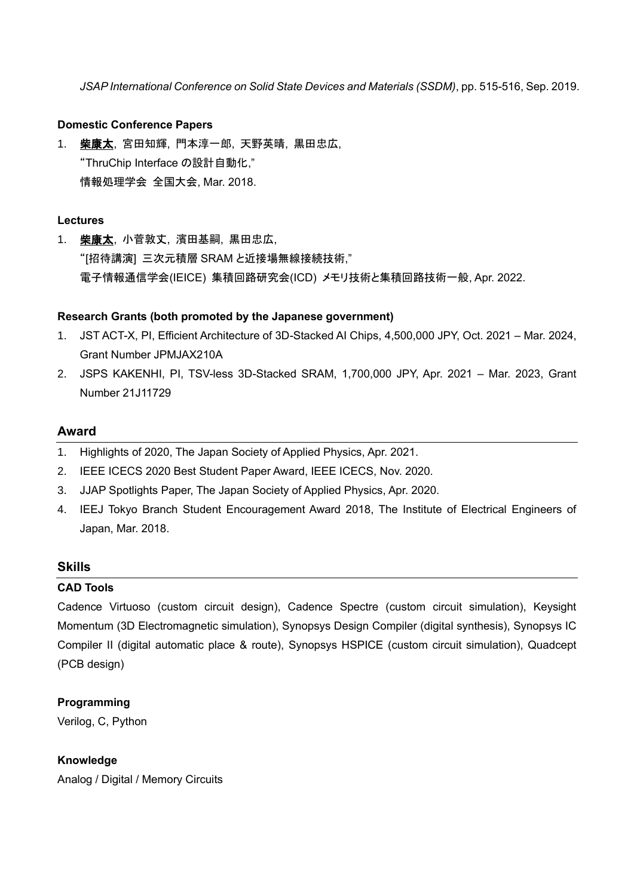*JSAP International Conference on Solid State Devices and Materials (SSDM)*, pp. 515-516, Sep. 2019.

**Domestic Conference Papers**

1. **<u>柴康太</u>**, 宮田知輝, 門本淳一郎, 天野英晴, 黒田忠広,
   "ThruChip Interface の設計自動化,"
   情報処理学会 全国大会, Mar. 2018.

**Lectures**

1. **<u>柴康太</u>**, 小菅敦丈, 濱田基嗣, 黒田忠広,
   "[招待講演] 三次元積層 SRAM と近接場無線接続技術,"
   電子情報通信学会(IEICE) 集積回路研究会(ICD) メモリ技術と集積回路技術一般, Apr. 2022.

**Research Grants (both promoted by the Japanese government)**

1. JST ACT-X, PI, Efficient Architecture of 3D-Stacked AI Chips, 4,500,000 JPY, Oct. 2021 – Mar. 2024, Grant Number JPMJAX210A
2. JSPS KAKENHI, PI, TSV-less 3D-Stacked SRAM, 1,700,000 JPY, Apr. 2021 – Mar. 2023, Grant Number 21J11729

## Award

1. Highlights of 2020, The Japan Society of Applied Physics, Apr. 2021.
2. IEEE ICECS 2020 Best Student Paper Award, IEEE ICECS, Nov. 2020.
3. JJAP Spotlights Paper, The Japan Society of Applied Physics, Apr. 2020.
4. IEEJ Tokyo Branch Student Encouragement Award 2018, The Institute of Electrical Engineers of Japan, Mar. 2018.

## Skills

**CAD Tools**

Cadence Virtuoso (custom circuit design), Cadence Spectre (custom circuit simulation), Keysight Momentum (3D Electromagnetic simulation), Synopsys Design Compiler (digital synthesis), Synopsys IC Compiler II (digital automatic place & route), Synopsys HSPICE (custom circuit simulation), Quadcept (PCB design)

**Programming**

Verilog, C, Python

**Knowledge**

Analog / Digital / Memory Circuits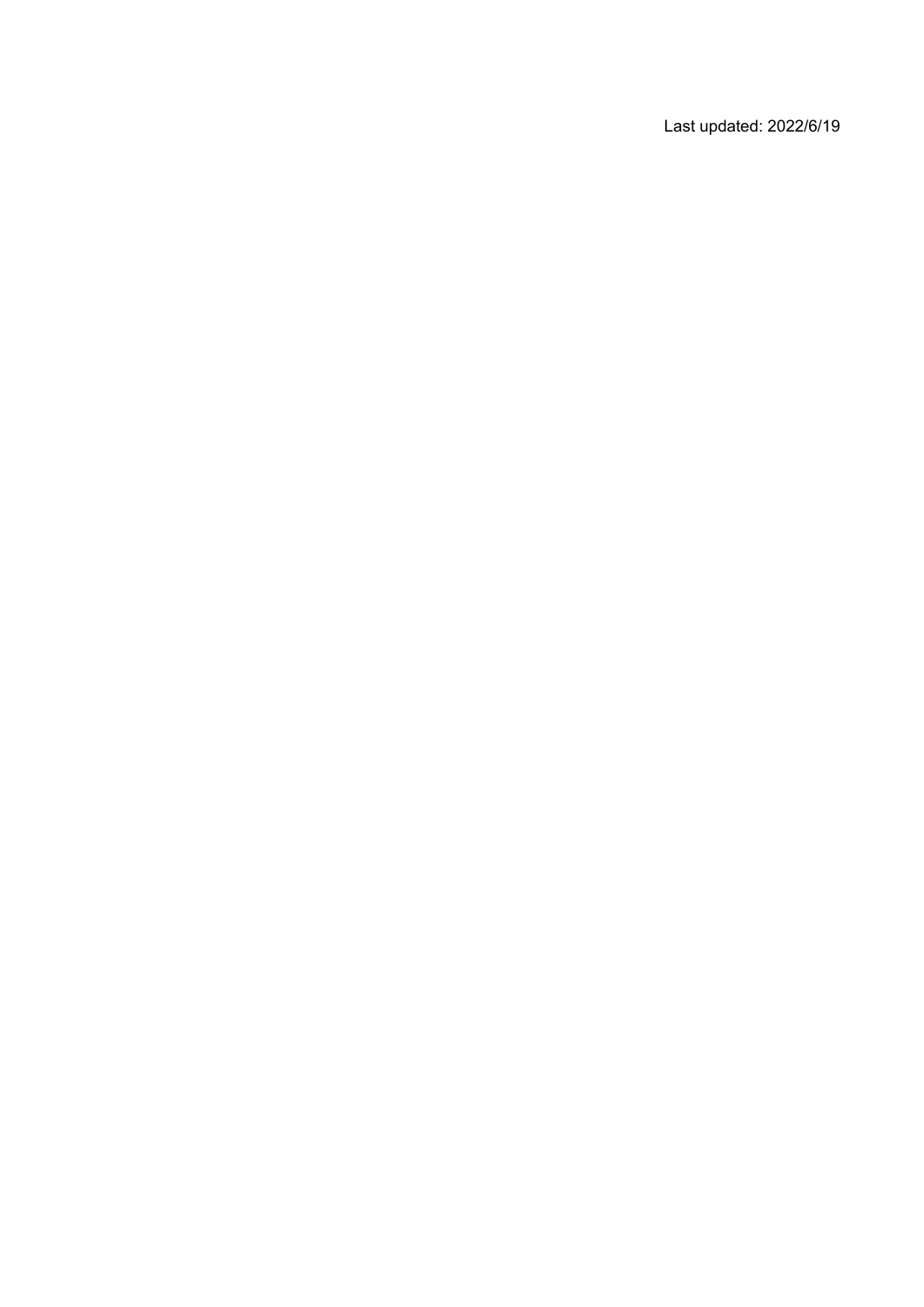Last updated: 2022/6/19